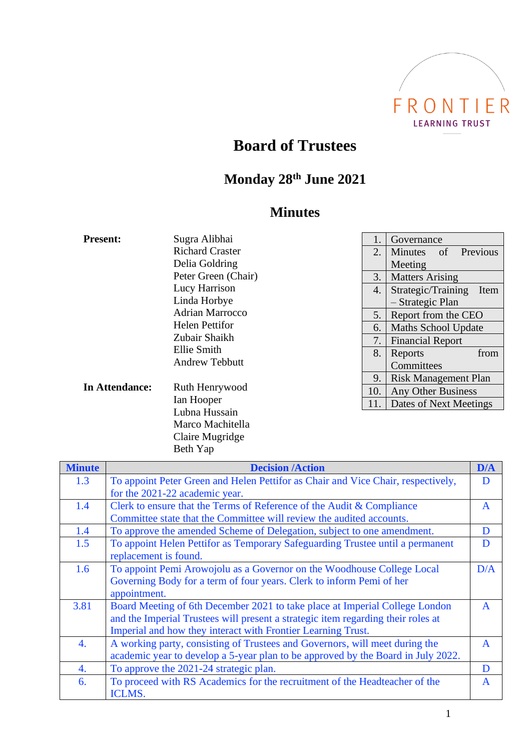FRONTIER
LEARNING TRUST

# Board of Trustees

## Monday 28th June 2021

## Minutes

**Present:**

Sugra Alibhai
Richard Craster
Delia Goldring
Peter Green (Chair)
Lucy Harrison
Linda Horbye
Adrian Marrocco
Helen Pettifor
Zubair Shaikh
Ellie Smith
Andrew Tebbutt

**In Attendance:**

Ruth Henrywood
Ian Hooper
Lubna Hussain
Marco Machitella
Claire Mugridge
Beth Yap

| | |
|---|---|
| 1. | Governance |
| 2. | Minutes of Previous Meeting |
| 3. | Matters Arising |
| 4. | Strategic/Training Item – Strategic Plan |
| 5. | Report from the CEO |
| 6. | Maths School Update |
| 7. | Financial Report |
| 8. | Reports from Committees |
| 9. | Risk Management Plan |
| 10. | Any Other Business |
| 11. | Dates of Next Meetings |

| Minute | Decision /Action | D/A |
|---|---|---|
| 1.3 | To appoint Peter Green and Helen Pettifor as Chair and Vice Chair, respectively, for the 2021-22 academic year. | D |
| 1.4 | Clerk to ensure that the Terms of Reference of the Audit & Compliance Committee state that the Committee will review the audited accounts. | A |
| 1.4 | To approve the amended Scheme of Delegation, subject to one amendment. | D |
| 1.5 | To appoint Helen Pettifor as Temporary Safeguarding Trustee until a permanent replacement is found. | D |
| 1.6 | To appoint Pemi Arowojolu as a Governor on the Woodhouse College Local Governing Body for a term of four years. Clerk to inform Pemi of her appointment. | D/A |
| 3.81 | Board Meeting of 6th December 2021 to take place at Imperial College London and the Imperial Trustees will present a strategic item regarding their roles at Imperial and how they interact with Frontier Learning Trust. | A |
| 4. | A working party, consisting of Trustees and Governors, will meet during the academic year to develop a 5-year plan to be approved by the Board in July 2022. | A |
| 4. | To approve the 2021-24 strategic plan. | D |
| 6. | To proceed with RS Academics for the recruitment of the Headteacher of the ICLMS. | A |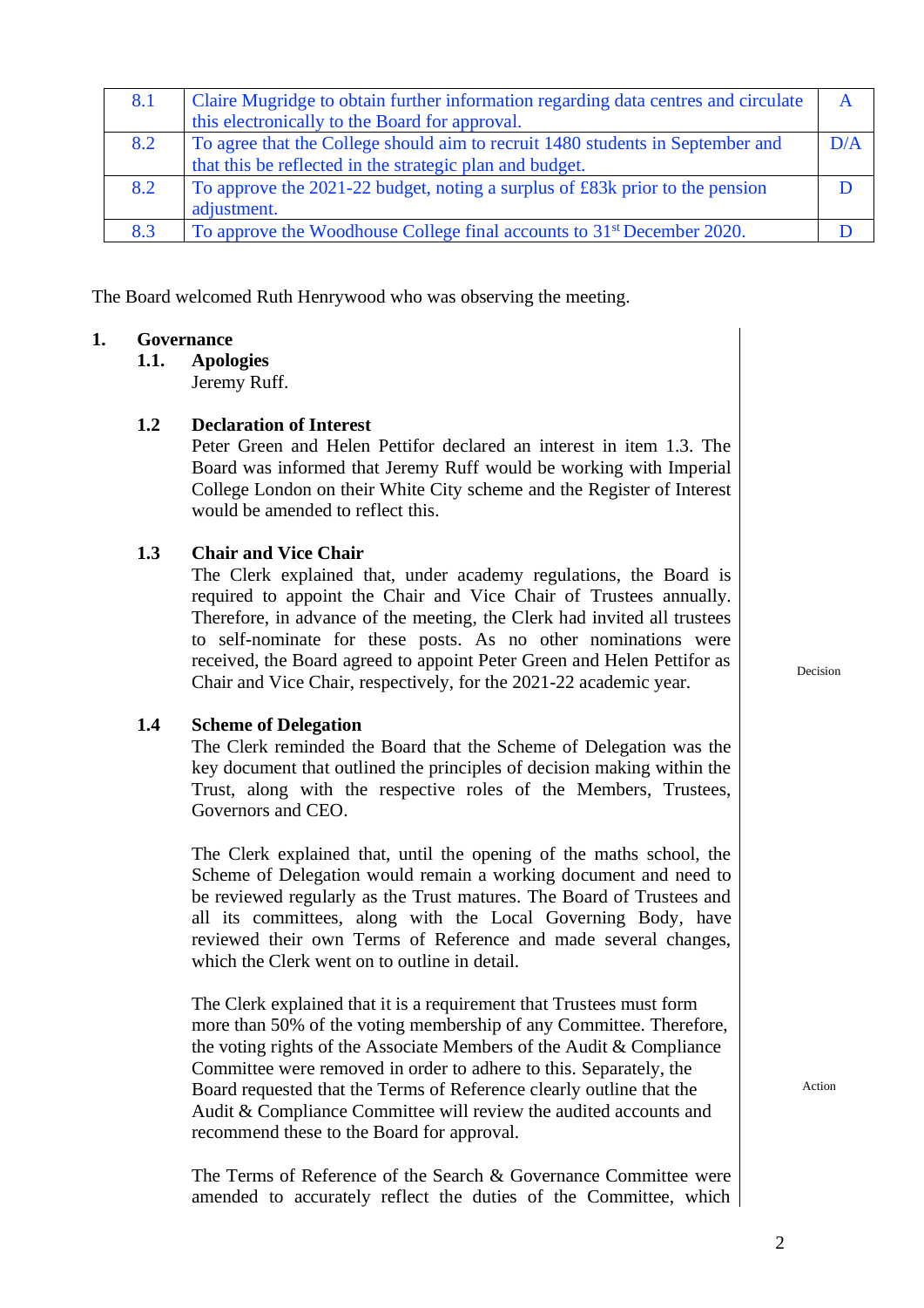| | | |
|---|---|---|
| 8.1 | Claire Mugridge to obtain further information regarding data centres and circulate this electronically to the Board for approval. | A |
| 8.2 | To agree that the College should aim to recruit 1480 students in September and that this be reflected in the strategic plan and budget. | D/A |
| 8.2 | To approve the 2021-22 budget, noting a surplus of £83k prior to the pension adjustment. | D |
| 8.3 | To approve the Woodhouse College final accounts to 31st December 2020. | D |

The Board welcomed Ruth Henrywood who was observing the meeting.

## 1. Governance

### 1.1. Apologies

Jeremy Ruff.

### 1.2 Declaration of Interest

Peter Green and Helen Pettifor declared an interest in item 1.3. The Board was informed that Jeremy Ruff would be working with Imperial College London on their White City scheme and the Register of Interest would be amended to reflect this.

### 1.3 Chair and Vice Chair

The Clerk explained that, under academy regulations, the Board is required to appoint the Chair and Vice Chair of Trustees annually. Therefore, in advance of the meeting, the Clerk had invited all trustees to self-nominate for these posts. As no other nominations were received, the Board agreed to appoint Peter Green and Helen Pettifor as Chair and Vice Chair, respectively, for the 2021-22 academic year. **Decision**

### 1.4 Scheme of Delegation

The Clerk reminded the Board that the Scheme of Delegation was the key document that outlined the principles of decision making within the Trust, along with the respective roles of the Members, Trustees, Governors and CEO.

The Clerk explained that, until the opening of the maths school, the Scheme of Delegation would remain a working document and need to be reviewed regularly as the Trust matures. The Board of Trustees and all its committees, along with the Local Governing Body, have reviewed their own Terms of Reference and made several changes, which the Clerk went on to outline in detail.

The Clerk explained that it is a requirement that Trustees must form more than 50% of the voting membership of any Committee. Therefore, the voting rights of the Associate Members of the Audit & Compliance Committee were removed in order to adhere to this. Separately, the Board requested that the Terms of Reference clearly outline that the Audit & Compliance Committee will review the audited accounts and recommend these to the Board for approval. **Action**

The Terms of Reference of the Search & Governance Committee were amended to accurately reflect the duties of the Committee, which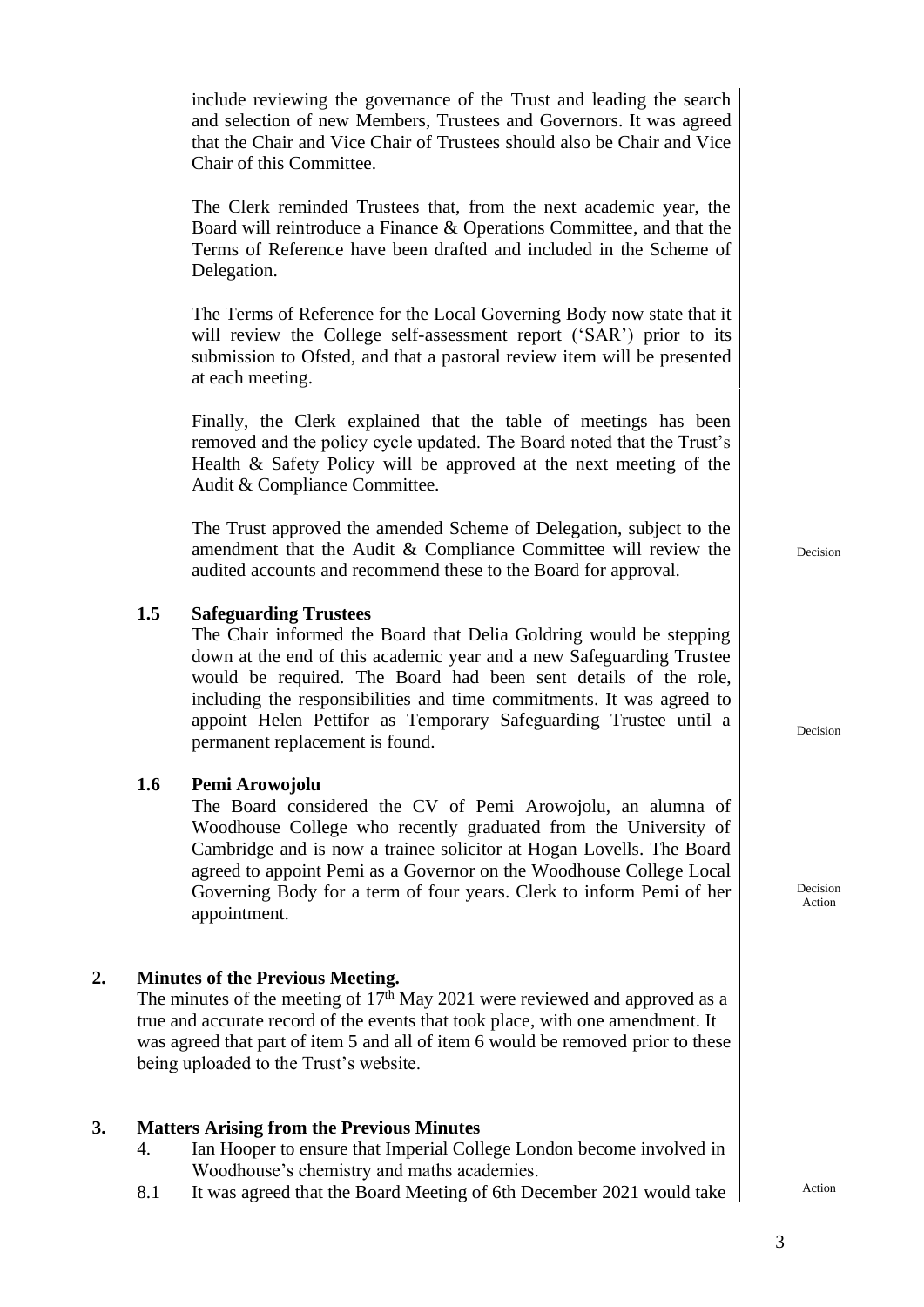include reviewing the governance of the Trust and leading the search and selection of new Members, Trustees and Governors. It was agreed that the Chair and Vice Chair of Trustees should also be Chair and Vice Chair of this Committee.

The Clerk reminded Trustees that, from the next academic year, the Board will reintroduce a Finance & Operations Committee, and that the Terms of Reference have been drafted and included in the Scheme of Delegation.

The Terms of Reference for the Local Governing Body now state that it will review the College self-assessment report ('SAR') prior to its submission to Ofsted, and that a pastoral review item will be presented at each meeting.

Finally, the Clerk explained that the table of meetings has been removed and the policy cycle updated. The Board noted that the Trust's Health & Safety Policy will be approved at the next meeting of the Audit & Compliance Committee.

The Trust approved the amended Scheme of Delegation, subject to the amendment that the Audit & Compliance Committee will review the audited accounts and recommend these to the Board for approval. *Decision*

**1.5 Safeguarding Trustees**

The Chair informed the Board that Delia Goldring would be stepping down at the end of this academic year and a new Safeguarding Trustee would be required. The Board had been sent details of the role, including the responsibilities and time commitments. It was agreed to appoint Helen Pettifor as Temporary Safeguarding Trustee until a permanent replacement is found. *Decision*

**1.6 Pemi Arowojolu**

The Board considered the CV of Pemi Arowojolu, an alumna of Woodhouse College who recently graduated from the University of Cambridge and is now a trainee solicitor at Hogan Lovells. The Board agreed to appoint Pemi as a Governor on the Woodhouse College Local Governing Body for a term of four years. Clerk to inform Pemi of her appointment. *Decision* *Action*

## 2. Minutes of the Previous Meeting.

The minutes of the meeting of 17th May 2021 were reviewed and approved as a true and accurate record of the events that took place, with one amendment. It was agreed that part of item 5 and all of item 6 would be removed prior to these being uploaded to the Trust's website.

## 3. Matters Arising from the Previous Minutes

4. Ian Hooper to ensure that Imperial College London become involved in Woodhouse's chemistry and maths academies. *Action*

8.1 It was agreed that the Board Meeting of 6th December 2021 would take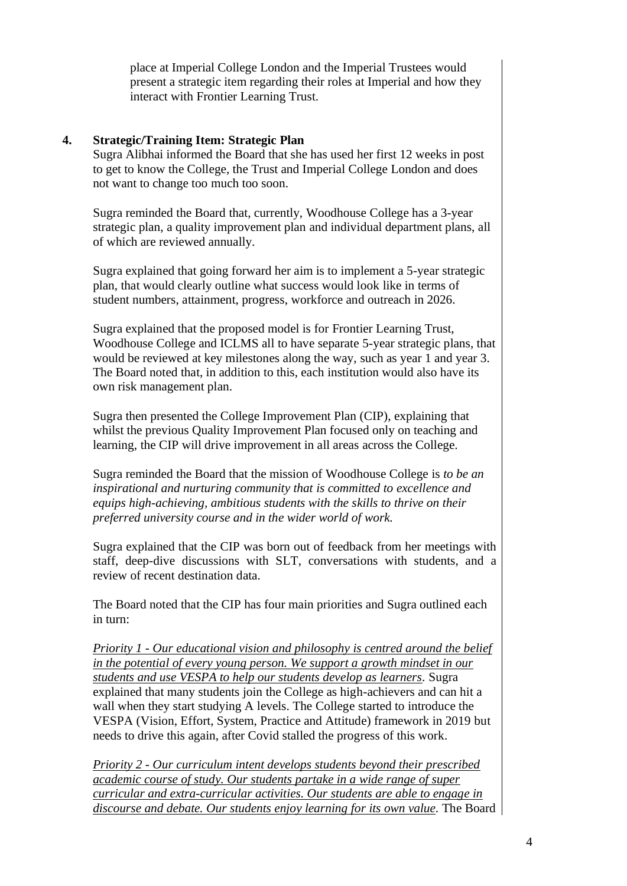place at Imperial College London and the Imperial Trustees would present a strategic item regarding their roles at Imperial and how they interact with Frontier Learning Trust.

**4. Strategic/Training Item: Strategic Plan**

Sugra Alibhai informed the Board that she has used her first 12 weeks in post to get to know the College, the Trust and Imperial College London and does not want to change too much too soon.

Sugra reminded the Board that, currently, Woodhouse College has a 3-year strategic plan, a quality improvement plan and individual department plans, all of which are reviewed annually.

Sugra explained that going forward her aim is to implement a 5-year strategic plan, that would clearly outline what success would look like in terms of student numbers, attainment, progress, workforce and outreach in 2026.

Sugra explained that the proposed model is for Frontier Learning Trust, Woodhouse College and ICLMS all to have separate 5-year strategic plans, that would be reviewed at key milestones along the way, such as year 1 and year 3. The Board noted that, in addition to this, each institution would also have its own risk management plan.

Sugra then presented the College Improvement Plan (CIP), explaining that whilst the previous Quality Improvement Plan focused only on teaching and learning, the CIP will drive improvement in all areas across the College.

Sugra reminded the Board that the mission of Woodhouse College is *to be an inspirational and nurturing community that is committed to excellence and equips high-achieving, ambitious students with the skills to thrive on their preferred university course and in the wider world of work.*

Sugra explained that the CIP was born out of feedback from her meetings with staff, deep-dive discussions with SLT, conversations with students, and a review of recent destination data.

The Board noted that the CIP has four main priorities and Sugra outlined each in turn:

*Priority 1 - Our educational vision and philosophy is centred around the belief in the potential of every young person. We support a growth mindset in our students and use VESPA to help our students develop as learners*. Sugra explained that many students join the College as high-achievers and can hit a wall when they start studying A levels. The College started to introduce the VESPA (Vision, Effort, System, Practice and Attitude) framework in 2019 but needs to drive this again, after Covid stalled the progress of this work.

*Priority 2 - Our curriculum intent develops students beyond their prescribed academic course of study. Our students partake in a wide range of super curricular and extra-curricular activities. Our students are able to engage in discourse and debate. Our students enjoy learning for its own value.* The Board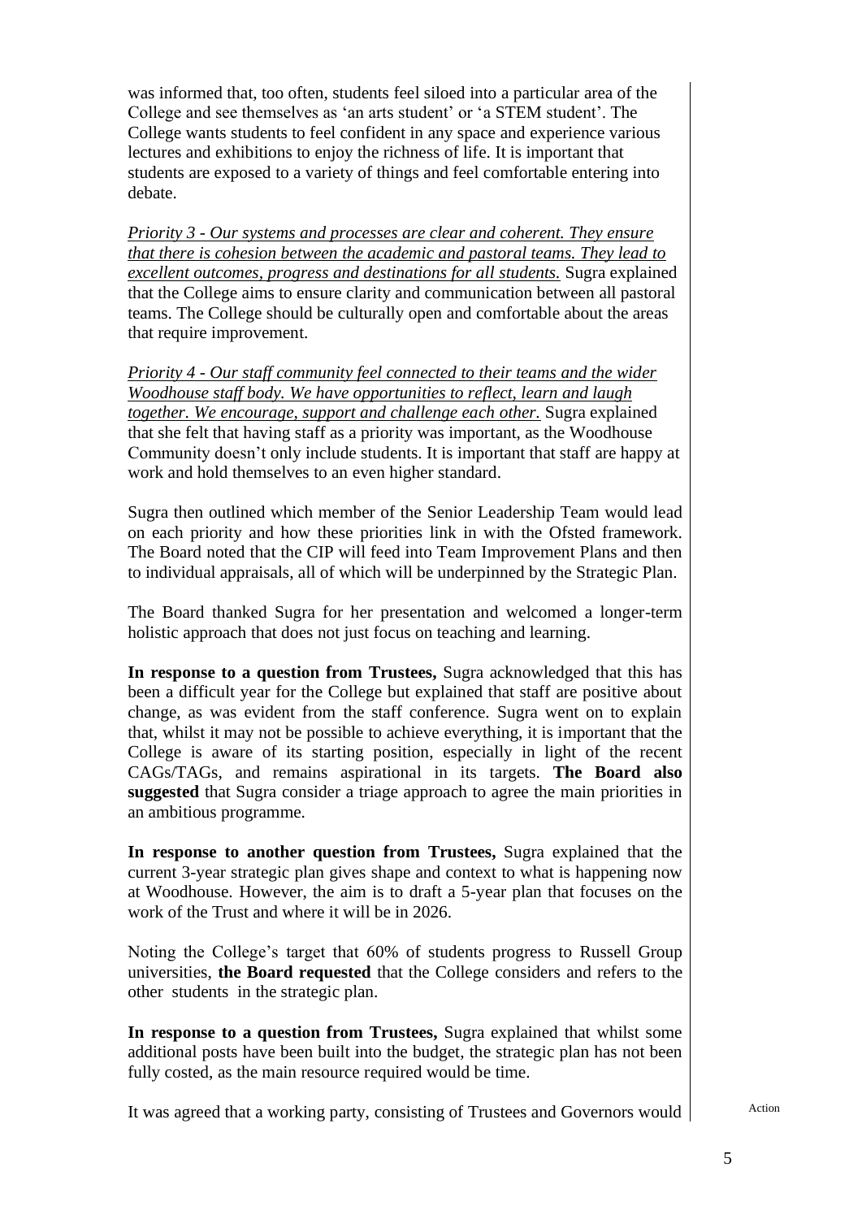was informed that, too often, students feel siloed into a particular area of the College and see themselves as 'an arts student' or 'a STEM student'. The College wants students to feel confident in any space and experience various lectures and exhibitions to enjoy the richness of life. It is important that students are exposed to a variety of things and feel comfortable entering into debate.

<u>*Priority 3 - Our systems and processes are clear and coherent. They ensure that there is cohesion between the academic and pastoral teams. They lead to excellent outcomes, progress and destinations for all students.*</u> Sugra explained that the College aims to ensure clarity and communication between all pastoral teams. The College should be culturally open and comfortable about the areas that require improvement.

<u>*Priority 4 - Our staff community feel connected to their teams and the wider Woodhouse staff body. We have opportunities to reflect, learn and laugh together. We encourage, support and challenge each other.*</u> Sugra explained that she felt that having staff as a priority was important, as the Woodhouse Community doesn't only include students. It is important that staff are happy at work and hold themselves to an even higher standard.

Sugra then outlined which member of the Senior Leadership Team would lead on each priority and how these priorities link in with the Ofsted framework. The Board noted that the CIP will feed into Team Improvement Plans and then to individual appraisals, all of which will be underpinned by the Strategic Plan.

The Board thanked Sugra for her presentation and welcomed a longer-term holistic approach that does not just focus on teaching and learning.

**In response to a question from Trustees,** Sugra acknowledged that this has been a difficult year for the College but explained that staff are positive about change, as was evident from the staff conference. Sugra went on to explain that, whilst it may not be possible to achieve everything, it is important that the College is aware of its starting position, especially in light of the recent CAGs/TAGs, and remains aspirational in its targets. **The Board also suggested** that Sugra consider a triage approach to agree the main priorities in an ambitious programme.

**In response to another question from Trustees,** Sugra explained that the current 3-year strategic plan gives shape and context to what is happening now at Woodhouse. However, the aim is to draft a 5-year plan that focuses on the work of the Trust and where it will be in 2026.

Noting the College's target that 60% of students progress to Russell Group universities, **the Board requested** that the College considers and refers to the other students in the strategic plan.

**In response to a question from Trustees,** Sugra explained that whilst some additional posts have been built into the budget, the strategic plan has not been fully costed, as the main resource required would be time.

It was agreed that a working party, consisting of Trustees and Governors would

Action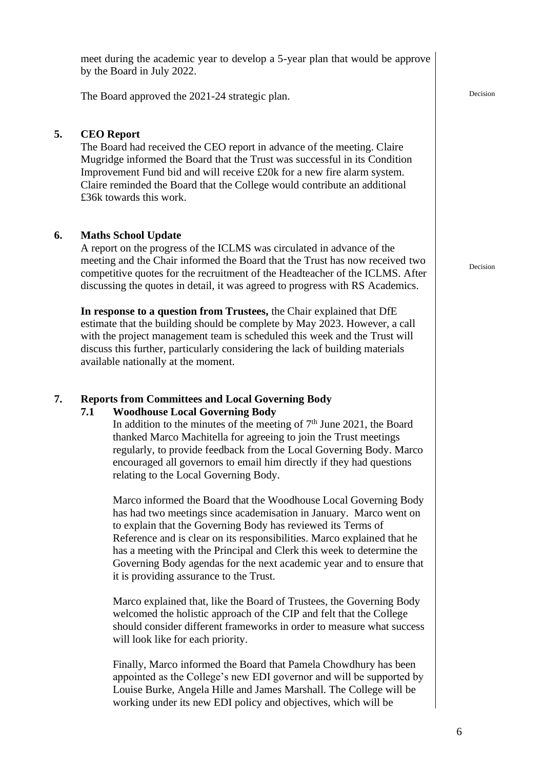meet during the academic year to develop a 5-year plan that would be approve by the Board in July 2022.

The Board approved the 2021-24 strategic plan. Decision

## 5. CEO Report

The Board had received the CEO report in advance of the meeting. Claire Mugridge informed the Board that the Trust was successful in its Condition Improvement Fund bid and will receive £20k for a new fire alarm system. Claire reminded the Board that the College would contribute an additional £36k towards this work.

## 6. Maths School Update

A report on the progress of the ICLMS was circulated in advance of the meeting and the Chair informed the Board that the Trust has now received two competitive quotes for the recruitment of the Headteacher of the ICLMS. After discussing the quotes in detail, it was agreed to progress with RS Academics. Decision

**In response to a question from Trustees,** the Chair explained that DfE estimate that the building should be complete by May 2023. However, a call with the project management team is scheduled this week and the Trust will discuss this further, particularly considering the lack of building materials available nationally at the moment.

## 7. Reports from Committees and Local Governing Body

### 7.1 Woodhouse Local Governing Body

In addition to the minutes of the meeting of 7th June 2021, the Board thanked Marco Machitella for agreeing to join the Trust meetings regularly, to provide feedback from the Local Governing Body. Marco encouraged all governors to email him directly if they had questions relating to the Local Governing Body.

Marco informed the Board that the Woodhouse Local Governing Body has had two meetings since academisation in January. Marco went on to explain that the Governing Body has reviewed its Terms of Reference and is clear on its responsibilities. Marco explained that he has a meeting with the Principal and Clerk this week to determine the Governing Body agendas for the next academic year and to ensure that it is providing assurance to the Trust.

Marco explained that, like the Board of Trustees, the Governing Body welcomed the holistic approach of the CIP and felt that the College should consider different frameworks in order to measure what success will look like for each priority.

Finally, Marco informed the Board that Pamela Chowdhury has been appointed as the College's new EDI governor and will be supported by Louise Burke, Angela Hille and James Marshall. The College will be working under its new EDI policy and objectives, which will be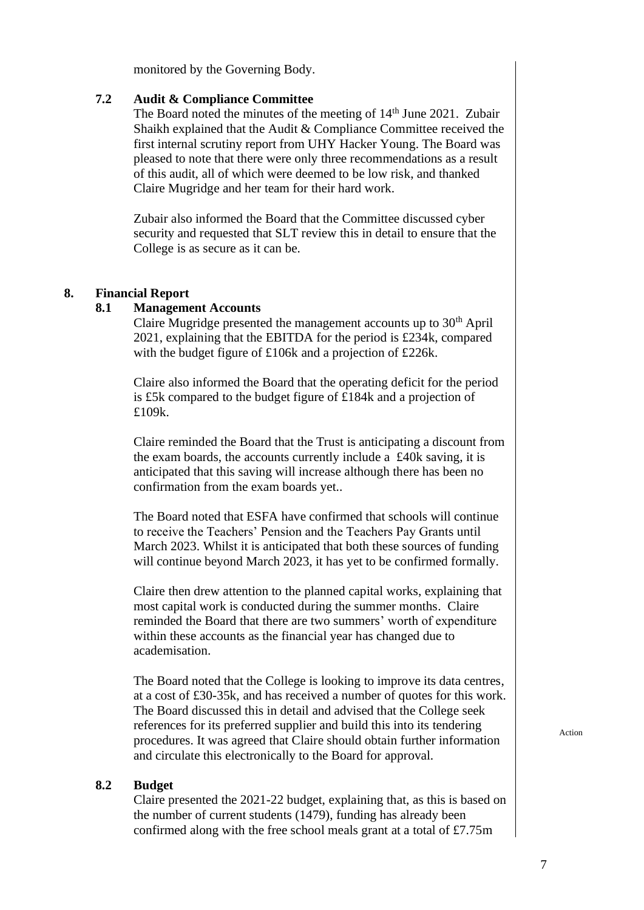monitored by the Governing Body.

### 7.2 Audit & Compliance Committee

The Board noted the minutes of the meeting of 14th June 2021. Zubair Shaikh explained that the Audit & Compliance Committee received the first internal scrutiny report from UHY Hacker Young. The Board was pleased to note that there were only three recommendations as a result of this audit, all of which were deemed to be low risk, and thanked Claire Mugridge and her team for their hard work.

Zubair also informed the Board that the Committee discussed cyber security and requested that SLT review this in detail to ensure that the College is as secure as it can be.

## 8. Financial Report

### 8.1 Management Accounts

Claire Mugridge presented the management accounts up to 30th April 2021, explaining that the EBITDA for the period is £234k, compared with the budget figure of £106k and a projection of £226k.

Claire also informed the Board that the operating deficit for the period is £5k compared to the budget figure of £184k and a projection of £109k.

Claire reminded the Board that the Trust is anticipating a discount from the exam boards, the accounts currently include a £40k saving, it is anticipated that this saving will increase although there has been no confirmation from the exam boards yet..

The Board noted that ESFA have confirmed that schools will continue to receive the Teachers' Pension and the Teachers Pay Grants until March 2023. Whilst it is anticipated that both these sources of funding will continue beyond March 2023, it has yet to be confirmed formally.

Claire then drew attention to the planned capital works, explaining that most capital work is conducted during the summer months. Claire reminded the Board that there are two summers' worth of expenditure within these accounts as the financial year has changed due to academisation.

The Board noted that the College is looking to improve its data centres, at a cost of £30-35k, and has received a number of quotes for this work. The Board discussed this in detail and advised that the College seek references for its preferred supplier and build this into its tendering procedures. It was agreed that Claire should obtain further information and circulate this electronically to the Board for approval.

Action

### 8.2 Budget

Claire presented the 2021-22 budget, explaining that, as this is based on the number of current students (1479), funding has already been confirmed along with the free school meals grant at a total of £7.75m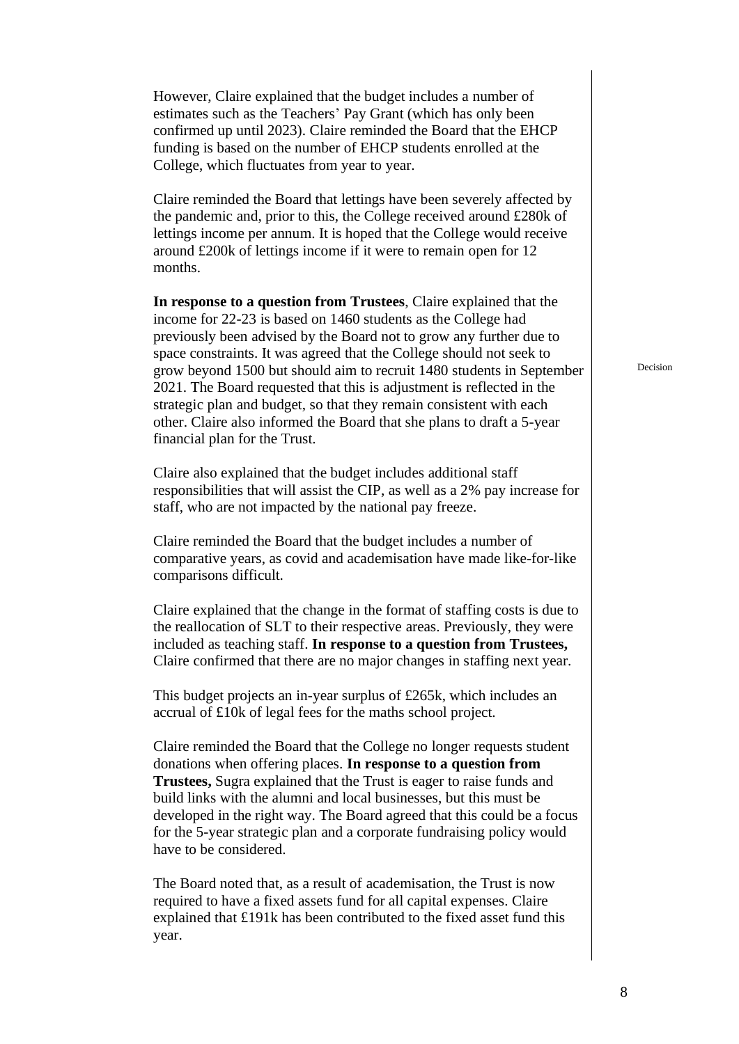However, Claire explained that the budget includes a number of estimates such as the Teachers' Pay Grant (which has only been confirmed up until 2023). Claire reminded the Board that the EHCP funding is based on the number of EHCP students enrolled at the College, which fluctuates from year to year.

Claire reminded the Board that lettings have been severely affected by the pandemic and, prior to this, the College received around £280k of lettings income per annum. It is hoped that the College would receive around £200k of lettings income if it were to remain open for 12 months.

**In response to a question from Trustees**, Claire explained that the income for 22-23 is based on 1460 students as the College had previously been advised by the Board not to grow any further due to space constraints. It was agreed that the College should not seek to grow beyond 1500 but should aim to recruit 1480 students in September 2021. The Board requested that this is adjustment is reflected in the strategic plan and budget, so that they remain consistent with each other. Claire also informed the Board that she plans to draft a 5-year financial plan for the Trust.

Decision

Claire also explained that the budget includes additional staff responsibilities that will assist the CIP, as well as a 2% pay increase for staff, who are not impacted by the national pay freeze.

Claire reminded the Board that the budget includes a number of comparative years, as covid and academisation have made like-for-like comparisons difficult.

Claire explained that the change in the format of staffing costs is due to the reallocation of SLT to their respective areas. Previously, they were included as teaching staff. **In response to a question from Trustees,** Claire confirmed that there are no major changes in staffing next year.

This budget projects an in-year surplus of £265k, which includes an accrual of £10k of legal fees for the maths school project.

Claire reminded the Board that the College no longer requests student donations when offering places. **In response to a question from Trustees,** Sugra explained that the Trust is eager to raise funds and build links with the alumni and local businesses, but this must be developed in the right way. The Board agreed that this could be a focus for the 5-year strategic plan and a corporate fundraising policy would have to be considered.

The Board noted that, as a result of academisation, the Trust is now required to have a fixed assets fund for all capital expenses. Claire explained that £191k has been contributed to the fixed asset fund this year.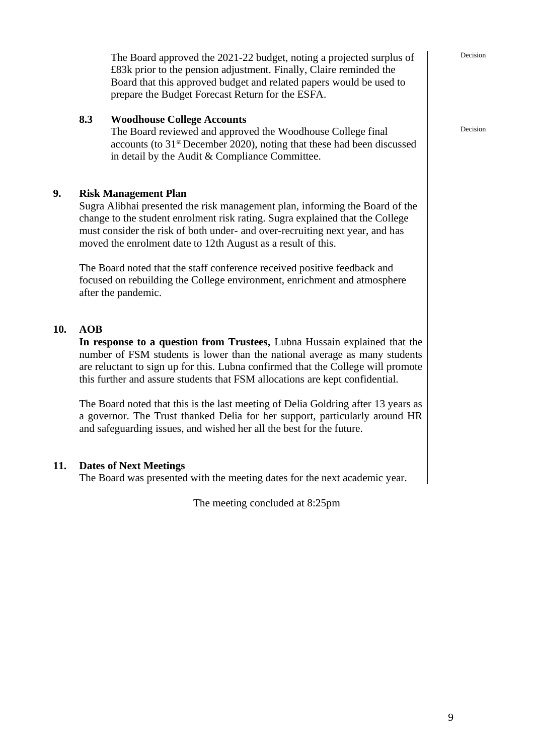The Board approved the 2021-22 budget, noting a projected surplus of £83k prior to the pension adjustment. Finally, Claire reminded the Board that this approved budget and related papers would be used to prepare the Budget Forecast Return for the ESFA.

Decision

**8.3 Woodhouse College Accounts**

The Board reviewed and approved the Woodhouse College final accounts (to 31st December 2020), noting that these had been discussed in detail by the Audit & Compliance Committee.

Decision

**9. Risk Management Plan**

Sugra Alibhai presented the risk management plan, informing the Board of the change to the student enrolment risk rating. Sugra explained that the College must consider the risk of both under- and over-recruiting next year, and has moved the enrolment date to 12th August as a result of this.

The Board noted that the staff conference received positive feedback and focused on rebuilding the College environment, enrichment and atmosphere after the pandemic.

**10. AOB**

**In response to a question from Trustees,** Lubna Hussain explained that the number of FSM students is lower than the national average as many students are reluctant to sign up for this. Lubna confirmed that the College will promote this further and assure students that FSM allocations are kept confidential.

The Board noted that this is the last meeting of Delia Goldring after 13 years as a governor. The Trust thanked Delia for her support, particularly around HR and safeguarding issues, and wished her all the best for the future.

**11. Dates of Next Meetings**

The Board was presented with the meeting dates for the next academic year.

The meeting concluded at 8:25pm